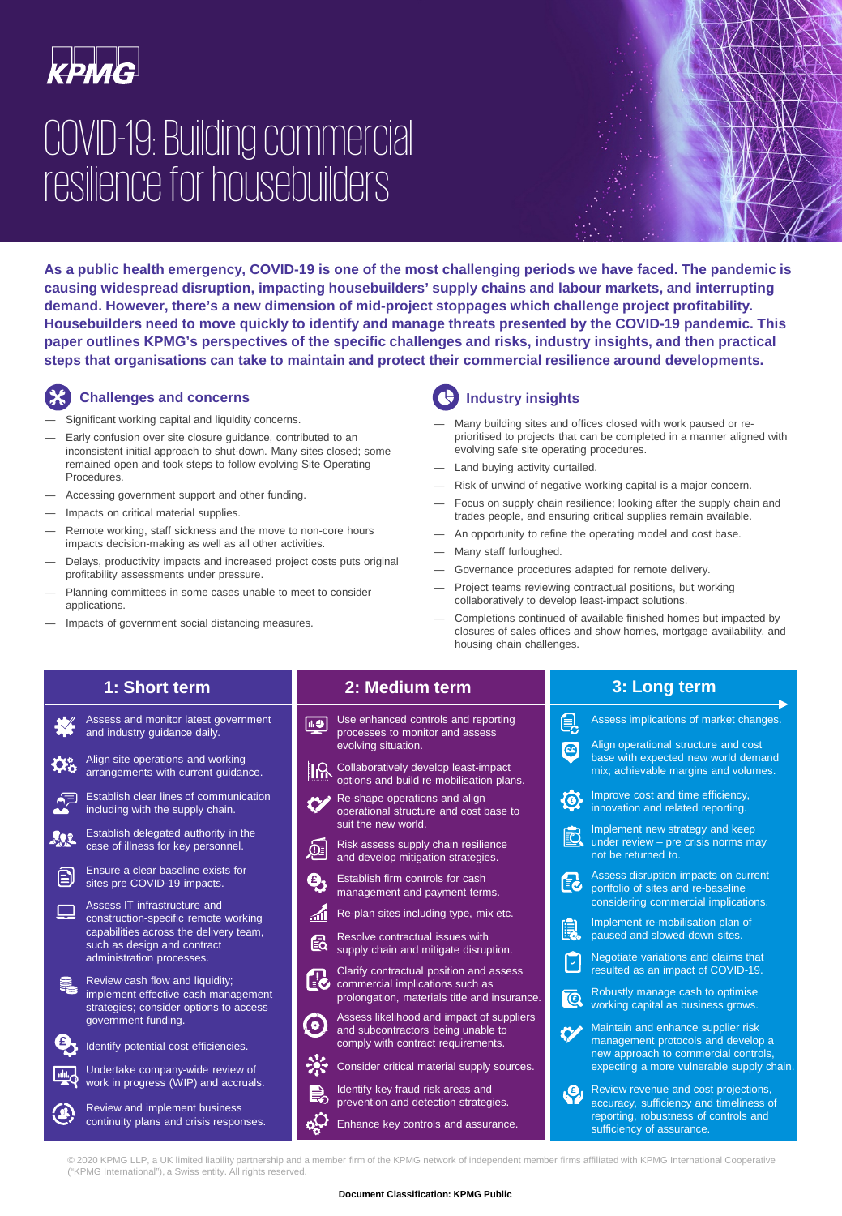KPMG

# COVID-19: Building commercial resilience for housebuilders

**As a public health emergency, COVID-19 is one of the most challenging periods we have faced. The pandemic is causing widespread disruption, impacting housebuilders' supply chains and labour markets, and interrupting demand. However, there's a new dimension of mid-project stoppages which challenge project profitability. Housebuilders need to move quickly to identify and manage threats presented by the COVID-19 pandemic. This paper outlines KPMG's perspectives of the specific challenges and risks, industry insights, and then practical steps that organisations can take to maintain and protect their commercial resilience around developments.**

## Challenges and concerns

- Significant working capital and liquidity concerns.
- Early confusion over site closure guidance, contributed to an inconsistent initial approach to shut-down. Many sites closed; some remained open and took steps to follow evolving Site Operating Procedures.
- Accessing government support and other funding.
- Impacts on critical material supplies.
- Remote working, staff sickness and the move to non-core hours impacts decision-making as well as all other activities.
- Delays, productivity impacts and increased project costs puts original profitability assessments under pressure.
- Planning committees in some cases unable to meet to consider applications.
- Impacts of government social distancing measures.

## Industry insights

- Many building sites and offices closed with work paused or re-prioritised to projects that can be completed in a manner aligned with evolving safe site operating procedures.
- Land buying activity curtailed.
- Risk of unwind of negative working capital is a major concern.
- Focus on supply chain resilience; looking after the supply chain and trades people, and ensuring critical supplies remain available.
- An opportunity to refine the operating model and cost base.
- Many staff furloughed.
- Governance procedures adapted for remote delivery.
- Project teams reviewing contractual positions, but working collaboratively to develop least-impact solutions.
- Completions continued of available finished homes but impacted by closures of sales offices and show homes, mortgage availability, and housing chain challenges.

## 1: Short term

- Assess and monitor latest government and industry guidance daily.
- Align site operations and working arrangements with current guidance.
- Establish clear lines of communication including with the supply chain.
- Establish delegated authority in the case of illness for key personnel.
- Ensure a clear baseline exists for sites pre COVID-19 impacts.
- Assess IT infrastructure and construction-specific remote working capabilities across the delivery team, such as design and contract administration processes.
- Review cash flow and liquidity; implement effective cash management strategies; consider options to access government funding.
- Identify potential cost efficiencies.
- Undertake company-wide review of work in progress (WIP) and accruals.
- Review and implement business continuity plans and crisis responses.

## 2: Medium term

- Use enhanced controls and reporting processes to monitor and assess evolving situation.
- Collaboratively develop least-impact options and build re-mobilisation plans.
- Re-shape operations and align operational structure and cost base to suit the new world.
- Risk assess supply chain resilience and develop mitigation strategies.
- Establish firm controls for cash management and payment terms.
- Re-plan sites including type, mix etc.
- Resolve contractual issues with supply chain and mitigate disruption.
- Clarify contractual position and assess commercial implications such as prolongation, materials title and insurance.
- Assess likelihood and impact of suppliers and subcontractors being unable to comply with contract requirements.
- Consider critical material supply sources.
- Identify key fraud risk areas and prevention and detection strategies.
- Enhance key controls and assurance.

## 3: Long term

- Assess implications of market changes.
- Align operational structure and cost base with expected new world demand mix; achievable margins and volumes.
- Improve cost and time efficiency, innovation and related reporting.
- Implement new strategy and keep under review – pre crisis norms may not be returned to.
- Assess disruption impacts on current portfolio of sites and re-baseline considering commercial implications.
- Implement re-mobilisation plan of paused and slowed-down sites.
- Negotiate variations and claims that resulted as an impact of COVID-19.
- Robustly manage cash to optimise working capital as business grows.
- Maintain and enhance supplier risk management protocols and develop a new approach to commercial controls, expecting a more vulnerable supply chain.
- Review revenue and cost projections, accuracy, sufficiency and timeliness of reporting, robustness of controls and sufficiency of assurance.

© 2020 KPMG LLP, a UK limited liability partnership and a member firm of the KPMG network of independent member firms affiliated with KPMG International Cooperative ("KPMG International"), a Swiss entity. All rights reserved.

**Document Classification: KPMG Public**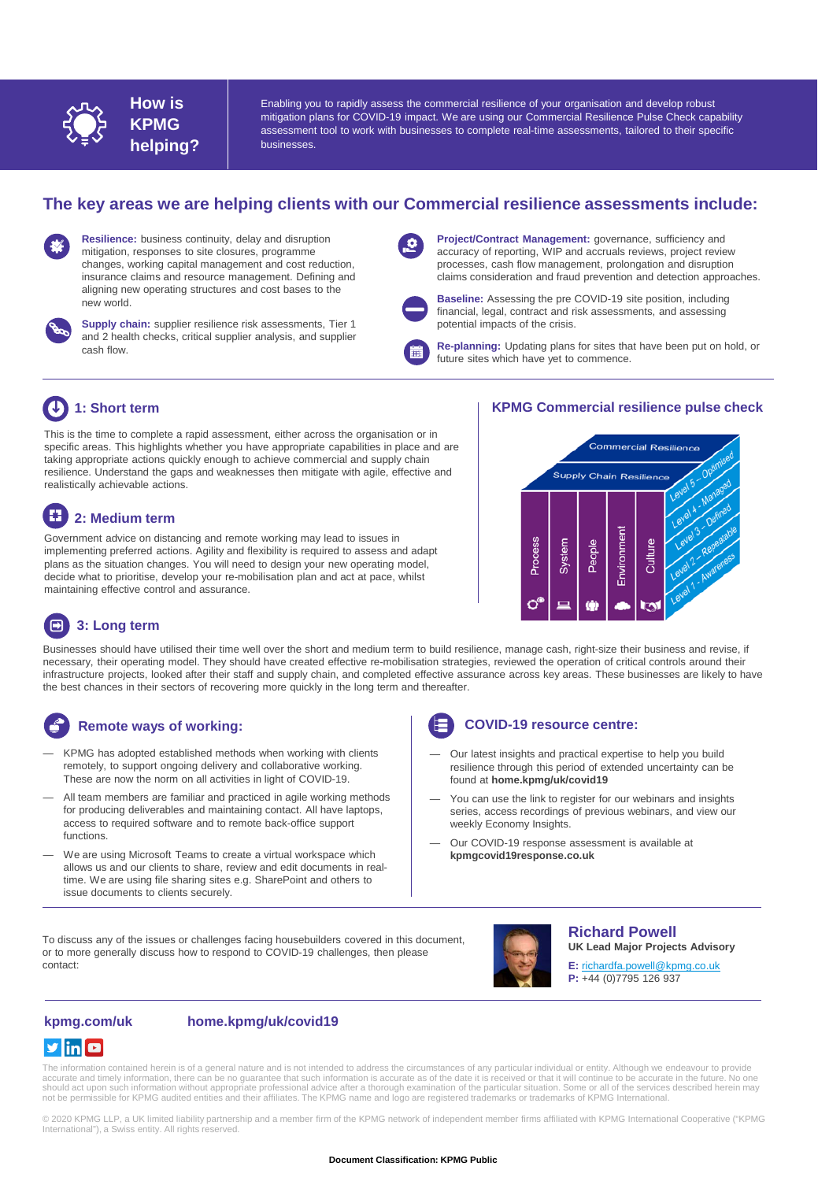## How is KPMG helping?

Enabling you to rapidly assess the commercial resilience of your organisation and develop robust mitigation plans for COVID-19 impact. We are using our Commercial Resilience Pulse Check capability assessment tool to work with businesses to complete real-time assessments, tailored to their specific businesses.

## The key areas we are helping clients with our Commercial resilience assessments include:

**Resilience:** business continuity, delay and disruption mitigation, responses to site closures, programme changes, working capital management and cost reduction, insurance claims and resource management. Defining and aligning new operating structures and cost bases to the new world.

**Supply chain:** supplier resilience risk assessments, Tier 1 and 2 health checks, critical supplier analysis, and supplier cash flow.

**Project/Contract Management:** governance, sufficiency and accuracy of reporting, WIP and accruals reviews, project review processes, cash flow management, prolongation and disruption claims consideration and fraud prevention and detection approaches.

**Baseline:** Assessing the pre COVID-19 site position, including financial, legal, contract and risk assessments, and assessing potential impacts of the crisis.

**Re-planning:** Updating plans for sites that have been put on hold, or future sites which have yet to commence.

### 1: Short term

This is the time to complete a rapid assessment, either across the organisation or in specific areas. This highlights whether you have appropriate capabilities in place and are taking appropriate actions quickly enough to achieve commercial and supply chain resilience. Understand the gaps and weaknesses then mitigate with agile, effective and realistically achievable actions.

### 2: Medium term

Government advice on distancing and remote working may lead to issues in implementing preferred actions. Agility and flexibility is required to assess and adapt plans as the situation changes. You will need to design your new operating model, decide what to prioritise, develop your re-mobilisation plan and act at pace, whilst maintaining effective control and assurance.

### KPMG Commercial resilience pulse check

Commercial Resilience

Supply Chain Resilience

Process

System

People

Environment

Culture

Level 5 – Optimised

Level 4 – Managed

Level 3 – Defined

Level 2 – Repeatable

Level 1 – Awareness

### 3: Long term

Businesses should have utilised their time well over the short and medium term to build resilience, manage cash, right-size their business and revise, if necessary, their operating model. They should have created effective re-mobilisation strategies, reviewed the operation of critical controls around their infrastructure projects, looked after their staff and supply chain, and completed effective assurance across key areas. These businesses are likely to have the best chances in their sectors of recovering more quickly in the long term and thereafter.

### Remote ways of working:

— KPMG has adopted established methods when working with clients remotely, to support ongoing delivery and collaborative working. These are now the norm on all activities in light of COVID-19.

— All team members are familiar and practiced in agile working methods for producing deliverables and maintaining contact. All have laptops, access to required software and to remote back-office support functions.

— We are using Microsoft Teams to create a virtual workspace which allows us and our clients to share, review and edit documents in real-time. We are using file sharing sites e.g. SharePoint and others to issue documents to clients securely.

### COVID-19 resource centre:

— Our latest insights and practical expertise to help you build resilience through this period of extended uncertainty can be found at **home.kpmg/uk/covid19**

— You can use the link to register for our webinars and insights series, access recordings of previous webinars, and view our weekly Economy Insights.

— Our COVID-19 response assessment is available at **kpmgcovid19response.co.uk**

To discuss any of the issues or challenges facing housebuilders covered in this document, or to more generally discuss how to respond to COVID-19 challenges, then please contact:

**Richard Powell**
**UK Lead Major Projects Advisory**
**E:** richardfa.powell@kpmg.co.uk
**P:** +44 (0)7795 126 937

**kpmg.com/uk** **home.kpmg/uk/covid19**

The information contained herein is of a general nature and is not intended to address the circumstances of any particular individual or entity. Although we endeavour to provide accurate and timely information, there can be no guarantee that such information is accurate as of the date it is received or that it will continue to be accurate in the future. No one should act upon such information without appropriate professional advice after a thorough examination of the particular situation. Some or all of the services described herein may not be permissible for KPMG audited entities and their affiliates. The KPMG name and logo are registered trademarks or trademarks of KPMG International.

© 2020 KPMG LLP, a UK limited liability partnership and a member firm of the KPMG network of independent member firms affiliated with KPMG International Cooperative ("KPMG International"), a Swiss entity. All rights reserved.

**Document Classification: KPMG Public**